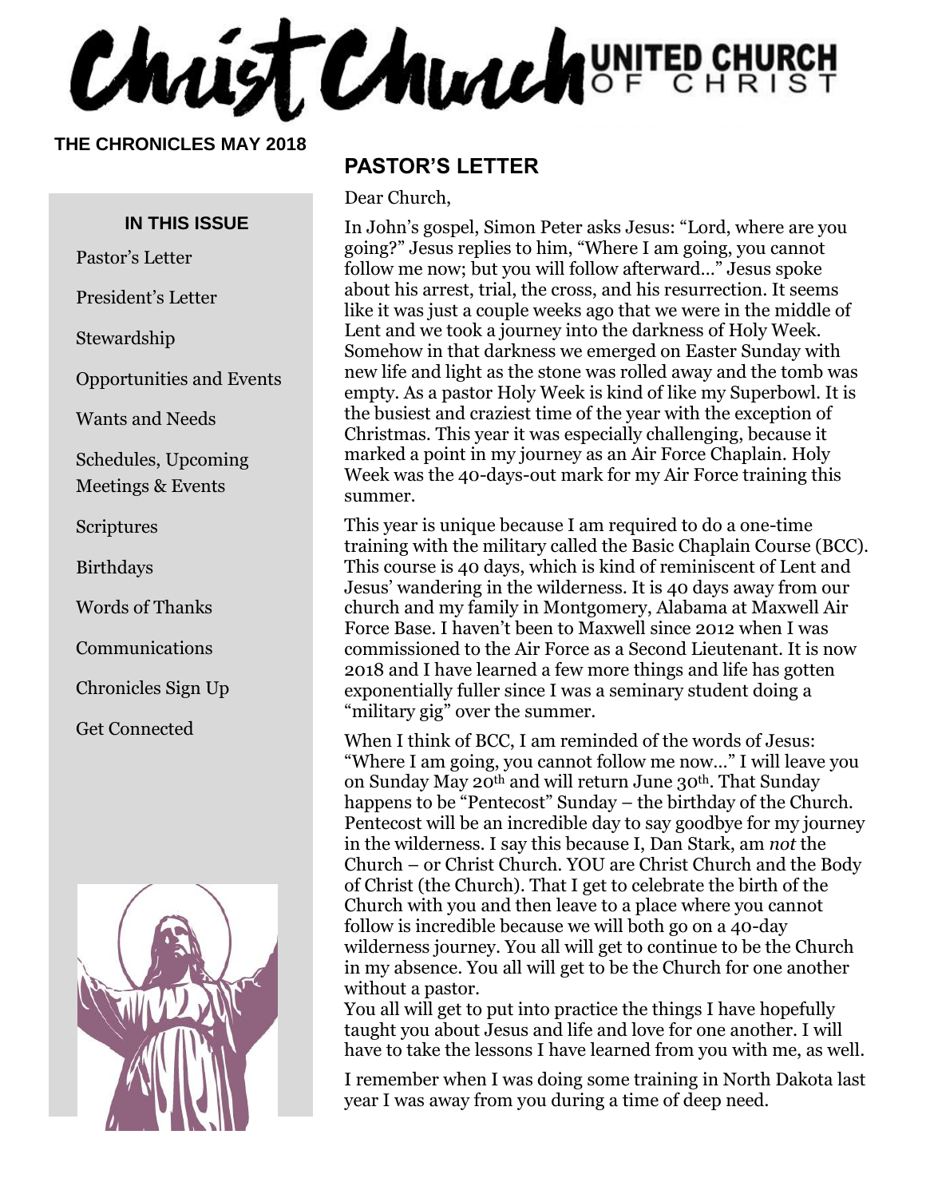# Christ Church UNITED CHURCH OF CHRIST

**THE CHRONICLES MAY 2018**

**IN THIS ISSUE**

- Pastor's Letter
- President's Letter
- Stewardship
- Opportunities and Events
- Wants and Needs
- Schedules, Upcoming Meetings & Events
- Scriptures
- Birthdays
- Words of Thanks
- Communications
- Chronicles Sign Up
- Get Connected

## PASTOR'S LETTER

Dear Church,

In John's gospel, Simon Peter asks Jesus: "Lord, where are you going?" Jesus replies to him, "Where I am going, you cannot follow me now; but you will follow afterward…" Jesus spoke about his arrest, trial, the cross, and his resurrection. It seems like it was just a couple weeks ago that we were in the middle of Lent and we took a journey into the darkness of Holy Week. Somehow in that darkness we emerged on Easter Sunday with new life and light as the stone was rolled away and the tomb was empty. As a pastor Holy Week is kind of like my Superbowl. It is the busiest and craziest time of the year with the exception of Christmas. This year it was especially challenging, because it marked a point in my journey as an Air Force Chaplain. Holy Week was the 40-days-out mark for my Air Force training this summer.

This year is unique because I am required to do a one-time training with the military called the Basic Chaplain Course (BCC). This course is 40 days, which is kind of reminiscent of Lent and Jesus' wandering in the wilderness. It is 40 days away from our church and my family in Montgomery, Alabama at Maxwell Air Force Base. I haven't been to Maxwell since 2012 when I was commissioned to the Air Force as a Second Lieutenant. It is now 2018 and I have learned a few more things and life has gotten exponentially fuller since I was a seminary student doing a "military gig" over the summer.

When I think of BCC, I am reminded of the words of Jesus: "Where I am going, you cannot follow me now…" I will leave you on Sunday May 20th and will return June 30th. That Sunday happens to be "Pentecost" Sunday – the birthday of the Church. Pentecost will be an incredible day to say goodbye for my journey in the wilderness. I say this because I, Dan Stark, am *not* the Church – or Christ Church. YOU are Christ Church and the Body of Christ (the Church). That I get to celebrate the birth of the Church with you and then leave to a place where you cannot follow is incredible because we will both go on a 40-day wilderness journey. You all will get to continue to be the Church in my absence. You all will get to be the Church for one another without a pastor.

You all will get to put into practice the things I have hopefully taught you about Jesus and life and love for one another. I will have to take the lessons I have learned from you with me, as well.

I remember when I was doing some training in North Dakota last year I was away from you during a time of deep need.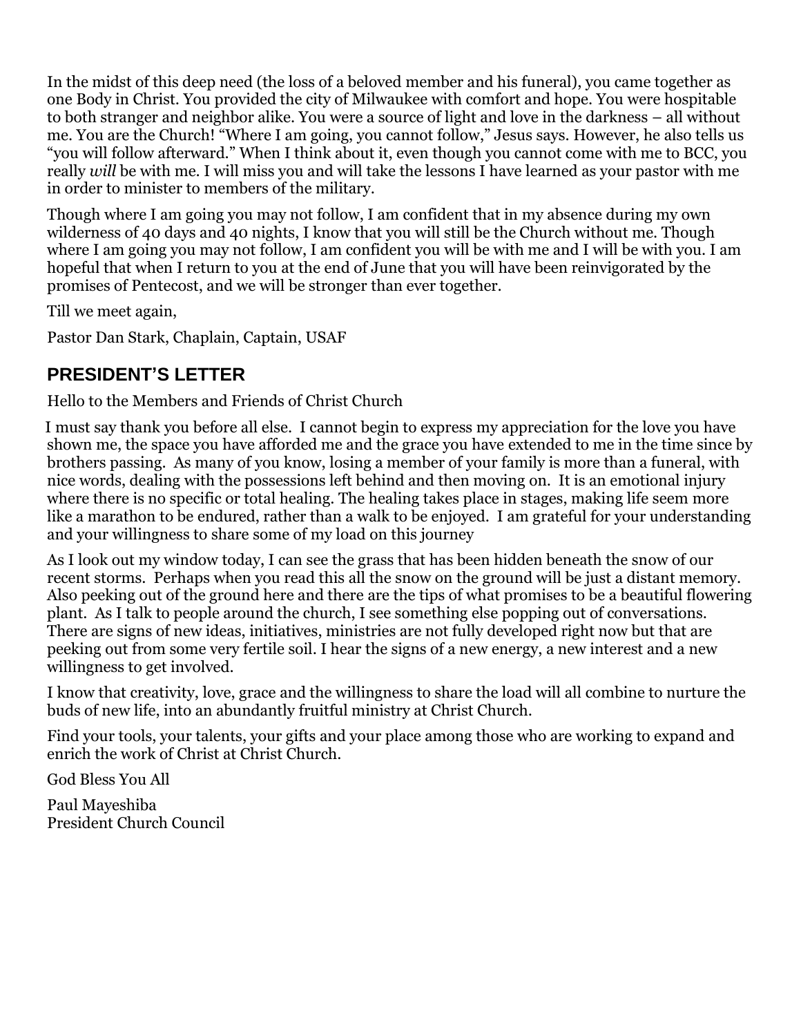In the midst of this deep need (the loss of a beloved member and his funeral), you came together as one Body in Christ. You provided the city of Milwaukee with comfort and hope. You were hospitable to both stranger and neighbor alike. You were a source of light and love in the darkness – all without me. You are the Church! "Where I am going, you cannot follow," Jesus says. However, he also tells us "you will follow afterward." When I think about it, even though you cannot come with me to BCC, you really *will* be with me. I will miss you and will take the lessons I have learned as your pastor with me in order to minister to members of the military.

Though where I am going you may not follow, I am confident that in my absence during my own wilderness of 40 days and 40 nights, I know that you will still be the Church without me. Though where I am going you may not follow, I am confident you will be with me and I will be with you. I am hopeful that when I return to you at the end of June that you will have been reinvigorated by the promises of Pentecost, and we will be stronger than ever together.

Till we meet again,

Pastor Dan Stark, Chaplain, Captain, USAF

## PRESIDENT'S LETTER

Hello to the Members and Friends of Christ Church

I must say thank you before all else. I cannot begin to express my appreciation for the love you have shown me, the space you have afforded me and the grace you have extended to me in the time since by brothers passing. As many of you know, losing a member of your family is more than a funeral, with nice words, dealing with the possessions left behind and then moving on. It is an emotional injury where there is no specific or total healing. The healing takes place in stages, making life seem more like a marathon to be endured, rather than a walk to be enjoyed. I am grateful for your understanding and your willingness to share some of my load on this journey

As I look out my window today, I can see the grass that has been hidden beneath the snow of our recent storms. Perhaps when you read this all the snow on the ground will be just a distant memory. Also peeking out of the ground here and there are the tips of what promises to be a beautiful flowering plant. As I talk to people around the church, I see something else popping out of conversations. There are signs of new ideas, initiatives, ministries are not fully developed right now but that are peeking out from some very fertile soil. I hear the signs of a new energy, a new interest and a new willingness to get involved.

I know that creativity, love, grace and the willingness to share the load will all combine to nurture the buds of new life, into an abundantly fruitful ministry at Christ Church.

Find your tools, your talents, your gifts and your place among those who are working to expand and enrich the work of Christ at Christ Church.

God Bless You All

Paul Mayeshiba  
President Church Council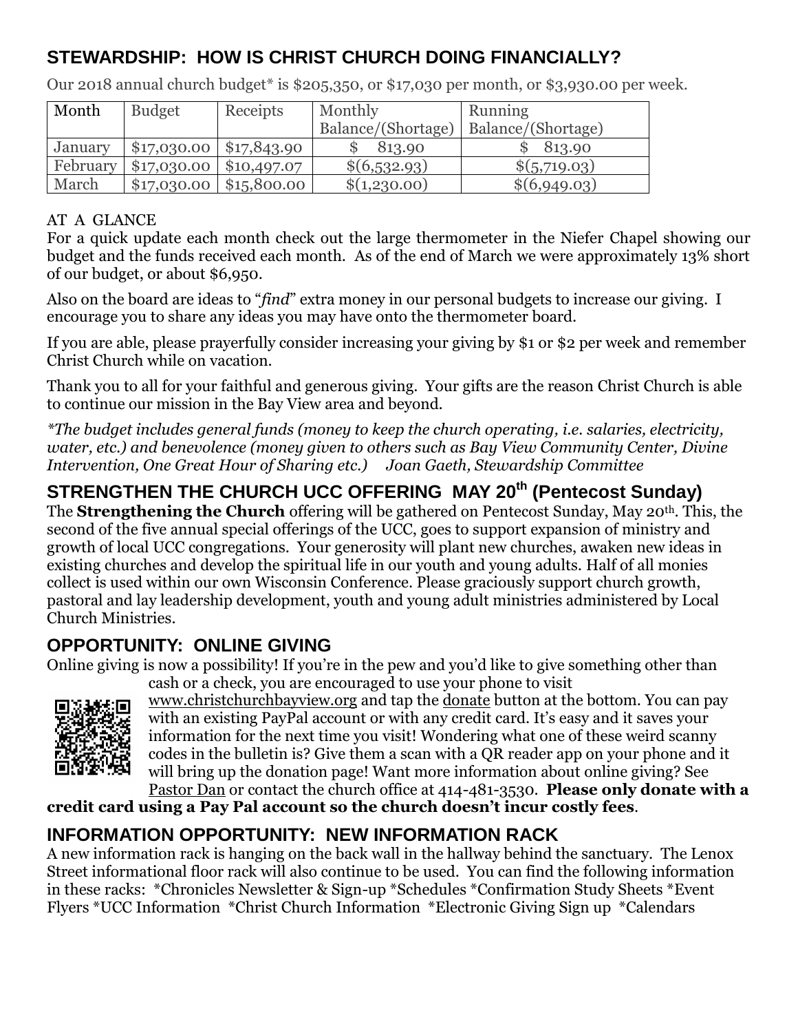## STEWARDSHIP: HOW IS CHRIST CHURCH DOING FINANCIALLY?

Our 2018 annual church budget* is $205,350, or $17,030 per month, or $3,930.00 per week.

| Month | Budget | Receipts | Monthly Balance/(Shortage) | Running Balance/(Shortage) |
|---|---|---|---|---|
| January | $17,030.00 | $17,843.90 | $ 813.90 | $ 813.90 |
| February | $17,030.00 | $10,497.07 | $(6,532.93) | $(5,719.03) |
| March | $17,030.00 | $15,800.00 | $(1,230.00) | $(6,949.03) |

AT A GLANCE

For a quick update each month check out the large thermometer in the Niefer Chapel showing our budget and the funds received each month. As of the end of March we were approximately 13% short of our budget, or about $6,950.

Also on the board are ideas to "*find*" extra money in our personal budgets to increase our giving. I encourage you to share any ideas you may have onto the thermometer board.

If you are able, please prayerfully consider increasing your giving by $1 or $2 per week and remember Christ Church while on vacation.

Thank you to all for your faithful and generous giving. Your gifts are the reason Christ Church is able to continue our mission in the Bay View area and beyond.

*\*The budget includes general funds (money to keep the church operating, i.e. salaries, electricity, water, etc.) and benevolence (money given to others such as Bay View Community Center, Divine Intervention, One Great Hour of Sharing etc.) Joan Gaeth, Stewardship Committee*

## STRENGTHEN THE CHURCH UCC OFFERING MAY 20th (Pentecost Sunday)

The **Strengthening the Church** offering will be gathered on Pentecost Sunday, May 20th. This, the second of the five annual special offerings of the UCC, goes to support expansion of ministry and growth of local UCC congregations. Your generosity will plant new churches, awaken new ideas in existing churches and develop the spiritual life in our youth and young adults. Half of all monies collect is used within our own Wisconsin Conference. Please graciously support church growth, pastoral and lay leadership development, youth and young adult ministries administered by Local Church Ministries.

## OPPORTUNITY: ONLINE GIVING

Online giving is now a possibility! If you're in the pew and you'd like to give something other than cash or a check, you are encouraged to use your phone to visit www.christchurchbayview.org and tap the donate button at the bottom. You can pay with an existing PayPal account or with any credit card. It's easy and it saves your information for the next time you visit! Wondering what one of these weird scanny codes in the bulletin is? Give them a scan with a QR reader app on your phone and it will bring up the donation page! Want more information about online giving? See Pastor Dan or contact the church office at 414-481-3530. **Please only donate with a credit card using a Pay Pal account so the church doesn't incur costly fees**.

## INFORMATION OPPORTUNITY: NEW INFORMATION RACK

A new information rack is hanging on the back wall in the hallway behind the sanctuary. The Lenox Street informational floor rack will also continue to be used. You can find the following information in these racks: *Chronicles Newsletter & Sign-up *Schedules *Confirmation Study Sheets *Event Flyers *UCC Information *Christ Church Information *Electronic Giving Sign up *Calendars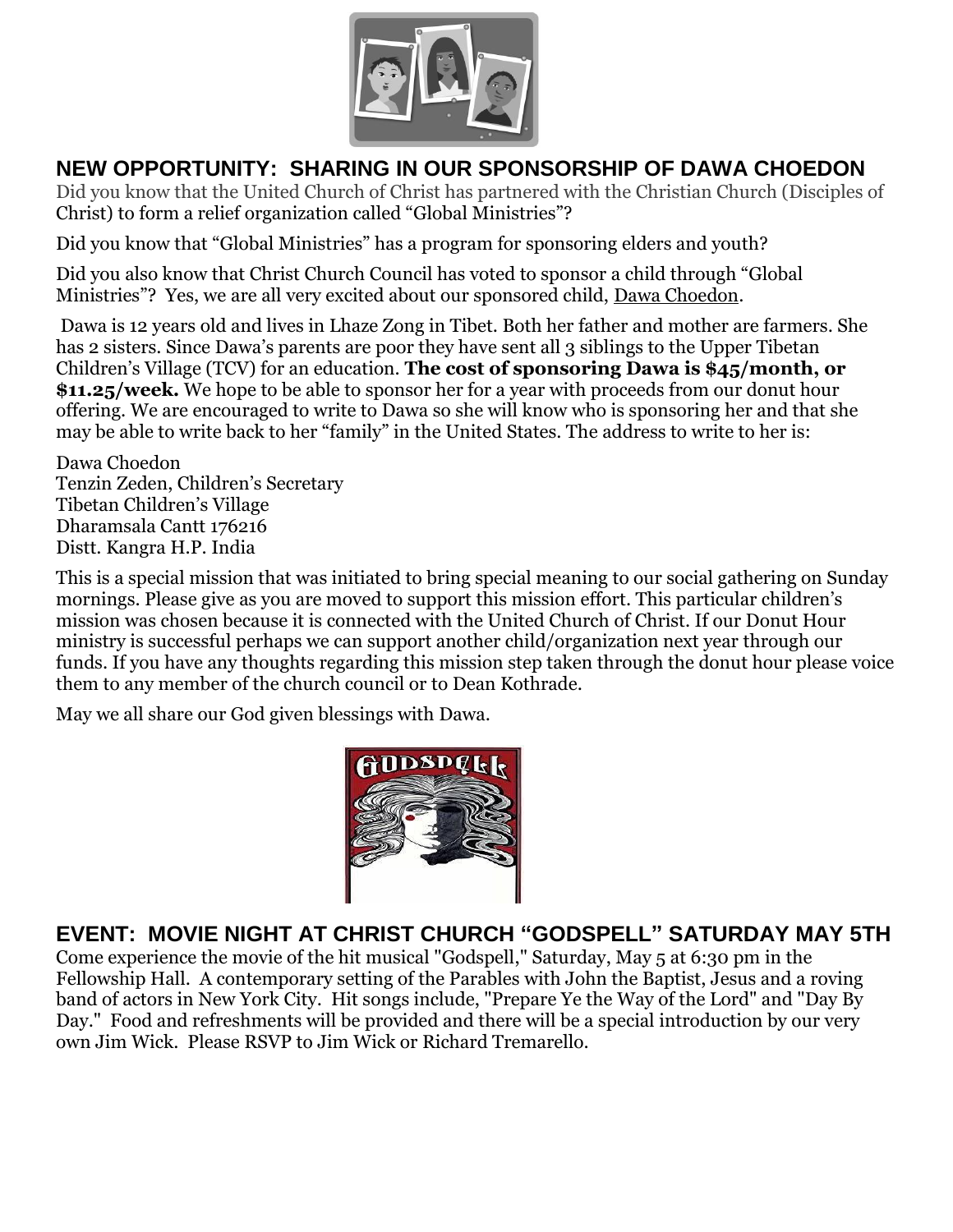## NEW OPPORTUNITY: SHARING IN OUR SPONSORSHIP OF DAWA CHOEDON

Did you know that the United Church of Christ has partnered with the Christian Church (Disciples of Christ) to form a relief organization called "Global Ministries"?

Did you know that "Global Ministries" has a program for sponsoring elders and youth?

Did you also know that Christ Church Council has voted to sponsor a child through "Global Ministries"? Yes, we are all very excited about our sponsored child, Dawa Choedon.

Dawa is 12 years old and lives in Lhaze Zong in Tibet. Both her father and mother are farmers. She has 2 sisters. Since Dawa's parents are poor they have sent all 3 siblings to the Upper Tibetan Children's Village (TCV) for an education. **The cost of sponsoring Dawa is $45/month, or $11.25/week.** We hope to be able to sponsor her for a year with proceeds from our donut hour offering. We are encouraged to write to Dawa so she will know who is sponsoring her and that she may be able to write back to her "family" in the United States. The address to write to her is:

Dawa Choedon
Tenzin Zeden, Children's Secretary
Tibetan Children's Village
Dharamsala Cantt 176216
Distt. Kangra H.P. India

This is a special mission that was initiated to bring special meaning to our social gathering on Sunday mornings. Please give as you are moved to support this mission effort. This particular children's mission was chosen because it is connected with the United Church of Christ. If our Donut Hour ministry is successful perhaps we can support another child/organization next year through our funds. If you have any thoughts regarding this mission step taken through the donut hour please voice them to any member of the church council or to Dean Kothrade.

May we all share our God given blessings with Dawa.

## EVENT: MOVIE NIGHT AT CHRIST CHURCH "GODSPELL" SATURDAY MAY 5TH

Come experience the movie of the hit musical "Godspell," Saturday, May 5 at 6:30 pm in the Fellowship Hall. A contemporary setting of the Parables with John the Baptist, Jesus and a roving band of actors in New York City. Hit songs include, "Prepare Ye the Way of the Lord" and "Day By Day." Food and refreshments will be provided and there will be a special introduction by our very own Jim Wick. Please RSVP to Jim Wick or Richard Tremarello.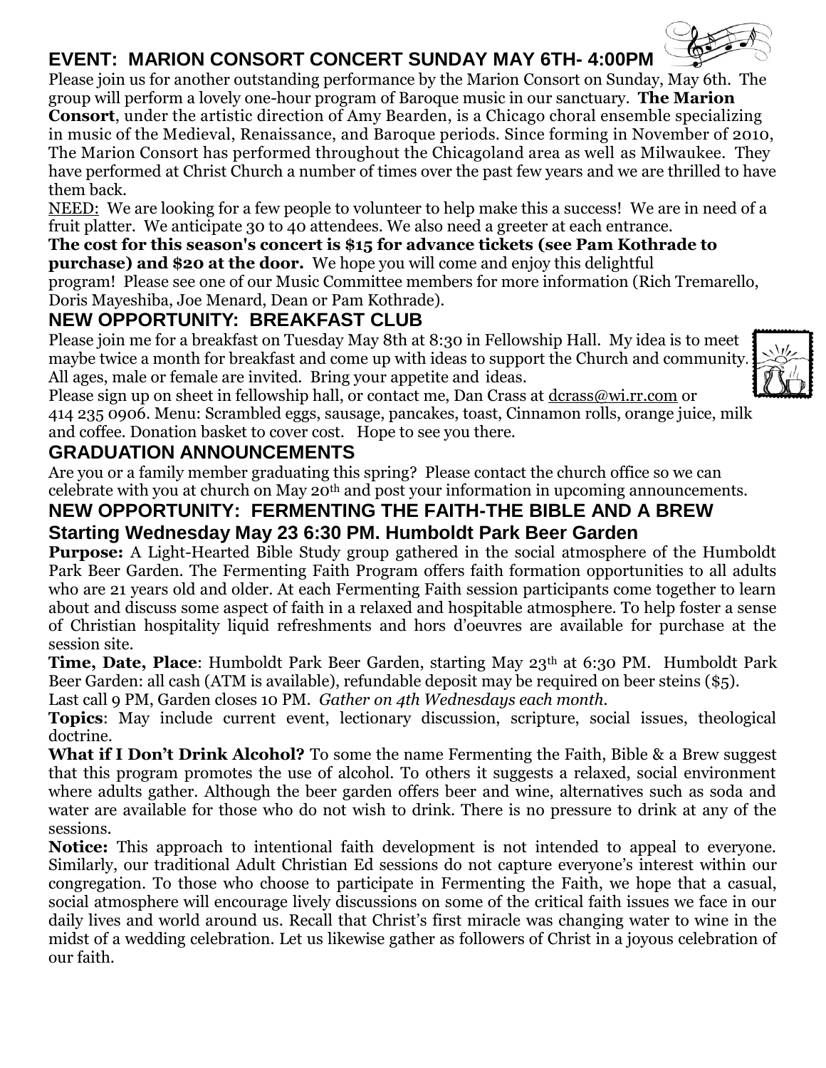## EVENT: MARION CONSORT CONCERT SUNDAY MAY 6TH- 4:00PM

Please join us for another outstanding performance by the Marion Consort on Sunday, May 6th. The group will perform a lovely one-hour program of Baroque music in our sanctuary. **The Marion Consort**, under the artistic direction of Amy Bearden, is a Chicago choral ensemble specializing in music of the Medieval, Renaissance, and Baroque periods. Since forming in November of 2010, The Marion Consort has performed throughout the Chicagoland area as well as Milwaukee. They have performed at Christ Church a number of times over the past few years and we are thrilled to have them back.

NEED: We are looking for a few people to volunteer to help make this a success! We are in need of a fruit platter. We anticipate 30 to 40 attendees. We also need a greeter at each entrance.

**The cost for this season's concert is $15 for advance tickets (see Pam Kothrade to purchase) and $20 at the door.** We hope you will come and enjoy this delightful program! Please see one of our Music Committee members for more information (Rich Tremarello, Doris Mayeshiba, Joe Menard, Dean or Pam Kothrade).

## NEW OPPORTUNITY: BREAKFAST CLUB

Please join me for a breakfast on Tuesday May 8th at 8:30 in Fellowship Hall. My idea is to meet maybe twice a month for breakfast and come up with ideas to support the Church and community. All ages, male or female are invited. Bring your appetite and ideas.

Please sign up on sheet in fellowship hall, or contact me, Dan Crass at dcrass@wi.rr.com or 414 235 0906. Menu: Scrambled eggs, sausage, pancakes, toast, Cinnamon rolls, orange juice, milk and coffee. Donation basket to cover cost. Hope to see you there.

## GRADUATION ANNOUNCEMENTS

Are you or a family member graduating this spring? Please contact the church office so we can celebrate with you at church on May 20th and post your information in upcoming announcements.

## NEW OPPORTUNITY: FERMENTING THE FAITH-THE BIBLE AND A BREW

### Starting Wednesday May 23 6:30 PM. Humboldt Park Beer Garden

**Purpose:** A Light-Hearted Bible Study group gathered in the social atmosphere of the Humboldt Park Beer Garden. The Fermenting Faith Program offers faith formation opportunities to all adults who are 21 years old and older. At each Fermenting Faith session participants come together to learn about and discuss some aspect of faith in a relaxed and hospitable atmosphere. To help foster a sense of Christian hospitality liquid refreshments and hors d'oeuvres are available for purchase at the session site.

**Time, Date, Place**: Humboldt Park Beer Garden, starting May 23th at 6:30 PM. Humboldt Park Beer Garden: all cash (ATM is available), refundable deposit may be required on beer steins ($5). Last call 9 PM, Garden closes 10 PM. *Gather on 4th Wednesdays each month.*

**Topics**: May include current event, lectionary discussion, scripture, social issues, theological doctrine.

**What if I Don't Drink Alcohol?** To some the name Fermenting the Faith, Bible & a Brew suggest that this program promotes the use of alcohol. To others it suggests a relaxed, social environment where adults gather. Although the beer garden offers beer and wine, alternatives such as soda and water are available for those who do not wish to drink. There is no pressure to drink at any of the sessions.

**Notice:** This approach to intentional faith development is not intended to appeal to everyone. Similarly, our traditional Adult Christian Ed sessions do not capture everyone's interest within our congregation. To those who choose to participate in Fermenting the Faith, we hope that a casual, social atmosphere will encourage lively discussions on some of the critical faith issues we face in our daily lives and world around us. Recall that Christ's first miracle was changing water to wine in the midst of a wedding celebration. Let us likewise gather as followers of Christ in a joyous celebration of our faith.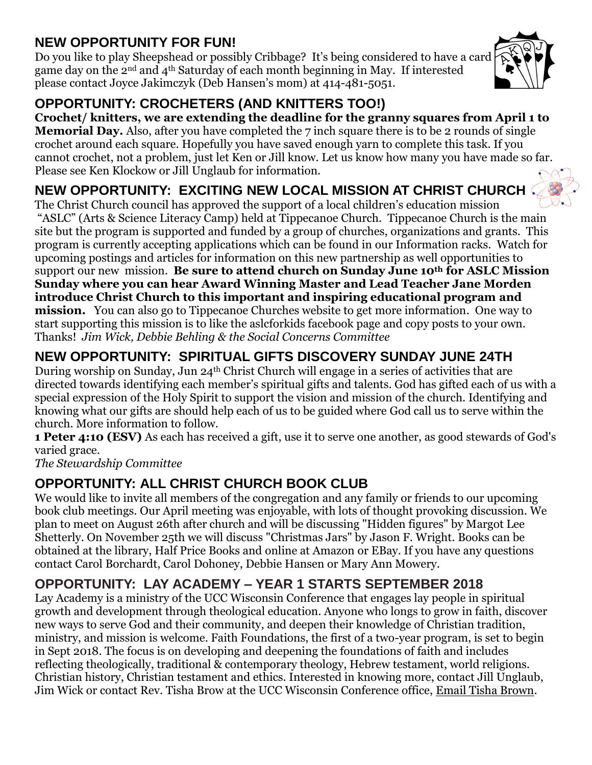## NEW OPPORTUNITY FOR FUN!

Do you like to play Sheepshead or possibly Cribbage? It's being considered to have a card game day on the 2nd and 4th Saturday of each month beginning in May. If interested please contact Joyce Jakimczyk (Deb Hansen's mom) at 414-481-5051.

## OPPORTUNITY: CROCHETERS (AND KNITTERS TOO!)

**Crochet/ knitters, we are extending the deadline for the granny squares from April 1 to Memorial Day.** Also, after you have completed the 7 inch square there is to be 2 rounds of single crochet around each square. Hopefully you have saved enough yarn to complete this task. If you cannot crochet, not a problem, just let Ken or Jill know. Let us know how many you have made so far. Please see Ken Klockow or Jill Unglaub for information.

## NEW OPPORTUNITY: EXCITING NEW LOCAL MISSION AT CHRIST CHURCH

The Christ Church council has approved the support of a local children's education mission "ASLC" (Arts & Science Literacy Camp) held at Tippecanoe Church. Tippecanoe Church is the main site but the program is supported and funded by a group of churches, organizations and grants. This program is currently accepting applications which can be found in our Information racks. Watch for upcoming postings and articles for information on this new partnership as well opportunities to support our new mission. **Be sure to attend church on Sunday June 10th for ASLC Mission Sunday where you can hear Award Winning Master and Lead Teacher Jane Morden introduce Christ Church to this important and inspiring educational program and mission.** You can also go to Tippecanoe Churches website to get more information. One way to start supporting this mission is to like the aslcforkids facebook page and copy posts to your own. Thanks! *Jim Wick, Debbie Behling & the Social Concerns Committee*

## NEW OPPORTUNITY: SPIRITUAL GIFTS DISCOVERY SUNDAY JUNE 24TH

During worship on Sunday, Jun 24th Christ Church will engage in a series of activities that are directed towards identifying each member's spiritual gifts and talents. God has gifted each of us with a special expression of the Holy Spirit to support the vision and mission of the church. Identifying and knowing what our gifts are should help each of us to be guided where God call us to serve within the church. More information to follow.

**1 Peter 4:10 (ESV)** As each has received a gift, use it to serve one another, as good stewards of God's varied grace.

*The Stewardship Committee*

## OPPORTUNITY: ALL CHRIST CHURCH BOOK CLUB

We would like to invite all members of the congregation and any family or friends to our upcoming book club meetings. Our April meeting was enjoyable, with lots of thought provoking discussion. We plan to meet on August 26th after church and will be discussing "Hidden figures" by Margot Lee Shetterly. On November 25th we will discuss "Christmas Jars" by Jason F. Wright. Books can be obtained at the library, Half Price Books and online at Amazon or EBay. If you have any questions contact Carol Borchardt, Carol Dohoney, Debbie Hansen or Mary Ann Mowery.

## OPPORTUNITY: LAY ACADEMY – YEAR 1 STARTS SEPTEMBER 2018

Lay Academy is a ministry of the UCC Wisconsin Conference that engages lay people in spiritual growth and development through theological education. Anyone who longs to grow in faith, discover new ways to serve God and their community, and deepen their knowledge of Christian tradition, ministry, and mission is welcome. Faith Foundations, the first of a two-year program, is set to begin in Sept 2018. The focus is on developing and deepening the foundations of faith and includes reflecting theologically, traditional & contemporary theology, Hebrew testament, world religions. Christian history, Christian testament and ethics. Interested in knowing more, contact Jill Unglaub, Jim Wick or contact Rev. Tisha Brow at the UCC Wisconsin Conference office, Email Tisha Brown.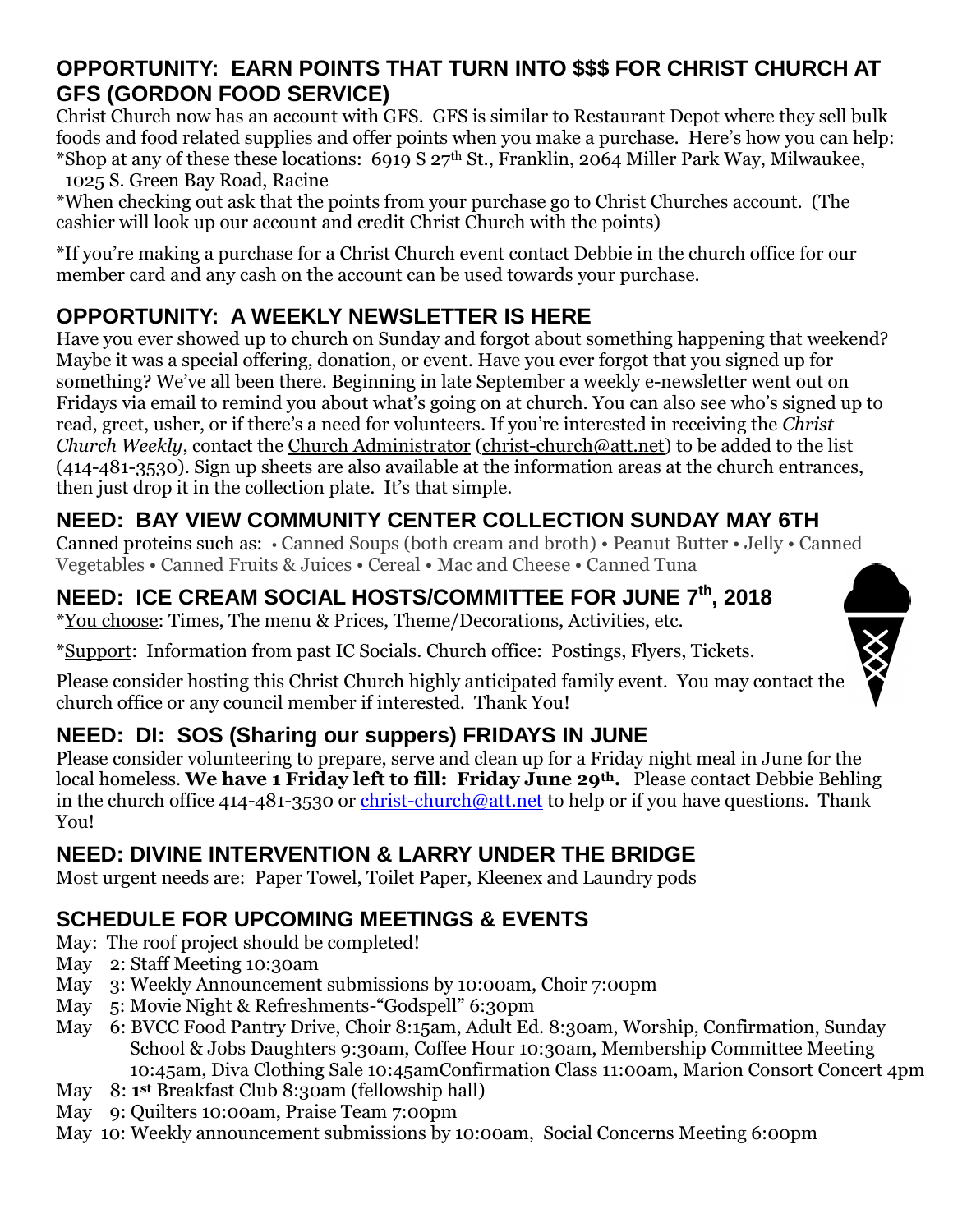## OPPORTUNITY: EARN POINTS THAT TURN INTO $$$ FOR CHRIST CHURCH AT GFS (GORDON FOOD SERVICE)

Christ Church now has an account with GFS. GFS is similar to Restaurant Depot where they sell bulk foods and food related supplies and offer points when you make a purchase. Here's how you can help:

*Shop at any of these these locations: 6919 S 27th St., Franklin, 2064 Miller Park Way, Milwaukee, 1025 S. Green Bay Road, Racine

*When checking out ask that the points from your purchase go to Christ Churches account. (The cashier will look up our account and credit Christ Church with the points)

*If you're making a purchase for a Christ Church event contact Debbie in the church office for our member card and any cash on the account can be used towards your purchase.

## OPPORTUNITY: A WEEKLY NEWSLETTER IS HERE

Have you ever showed up to church on Sunday and forgot about something happening that weekend? Maybe it was a special offering, donation, or event. Have you ever forgot that you signed up for something? We've all been there. Beginning in late September a weekly e-newsletter went out on Fridays via email to remind you about what's going on at church. You can also see who's signed up to read, greet, usher, or if there's a need for volunteers. If you're interested in receiving the *Christ Church Weekly*, contact the Church Administrator (christ-church@att.net) to be added to the list (414-481-3530). Sign up sheets are also available at the information areas at the church entrances, then just drop it in the collection plate. It's that simple.

## NEED: BAY VIEW COMMUNITY CENTER COLLECTION SUNDAY MAY 6TH

Canned proteins such as: • Canned Soups (both cream and broth) • Peanut Butter • Jelly • Canned Vegetables • Canned Fruits & Juices • Cereal • Mac and Cheese • Canned Tuna

## NEED: ICE CREAM SOCIAL HOSTS/COMMITTEE FOR JUNE 7th, 2018

*You choose: Times, The menu & Prices, Theme/Decorations, Activities, etc.

*Support: Information from past IC Socials. Church office: Postings, Flyers, Tickets.

Please consider hosting this Christ Church highly anticipated family event. You may contact the church office or any council member if interested. Thank You!

## NEED: DI: SOS (Sharing our suppers) FRIDAYS IN JUNE

Please consider volunteering to prepare, serve and clean up for a Friday night meal in June for the local homeless. **We have 1 Friday left to fill: Friday June 29th.** Please contact Debbie Behling in the church office 414-481-3530 or christ-church@att.net to help or if you have questions. Thank You!

## NEED: DIVINE INTERVENTION & LARRY UNDER THE BRIDGE

Most urgent needs are: Paper Towel, Toilet Paper, Kleenex and Laundry pods

## SCHEDULE FOR UPCOMING MEETINGS & EVENTS

May: The roof project should be completed!

May 2: Staff Meeting 10:30am

May 3: Weekly Announcement submissions by 10:00am, Choir 7:00pm

May 5: Movie Night & Refreshments-"Godspell" 6:30pm

May 6: BVCC Food Pantry Drive, Choir 8:15am, Adult Ed. 8:30am, Worship, Confirmation, Sunday School & Jobs Daughters 9:30am, Coffee Hour 10:30am, Membership Committee Meeting 10:45am, Diva Clothing Sale 10:45amConfirmation Class 11:00am, Marion Consort Concert 4pm

May 8: **1st** Breakfast Club 8:30am (fellowship hall)

May 9: Quilters 10:00am, Praise Team 7:00pm

May 10: Weekly announcement submissions by 10:00am, Social Concerns Meeting 6:00pm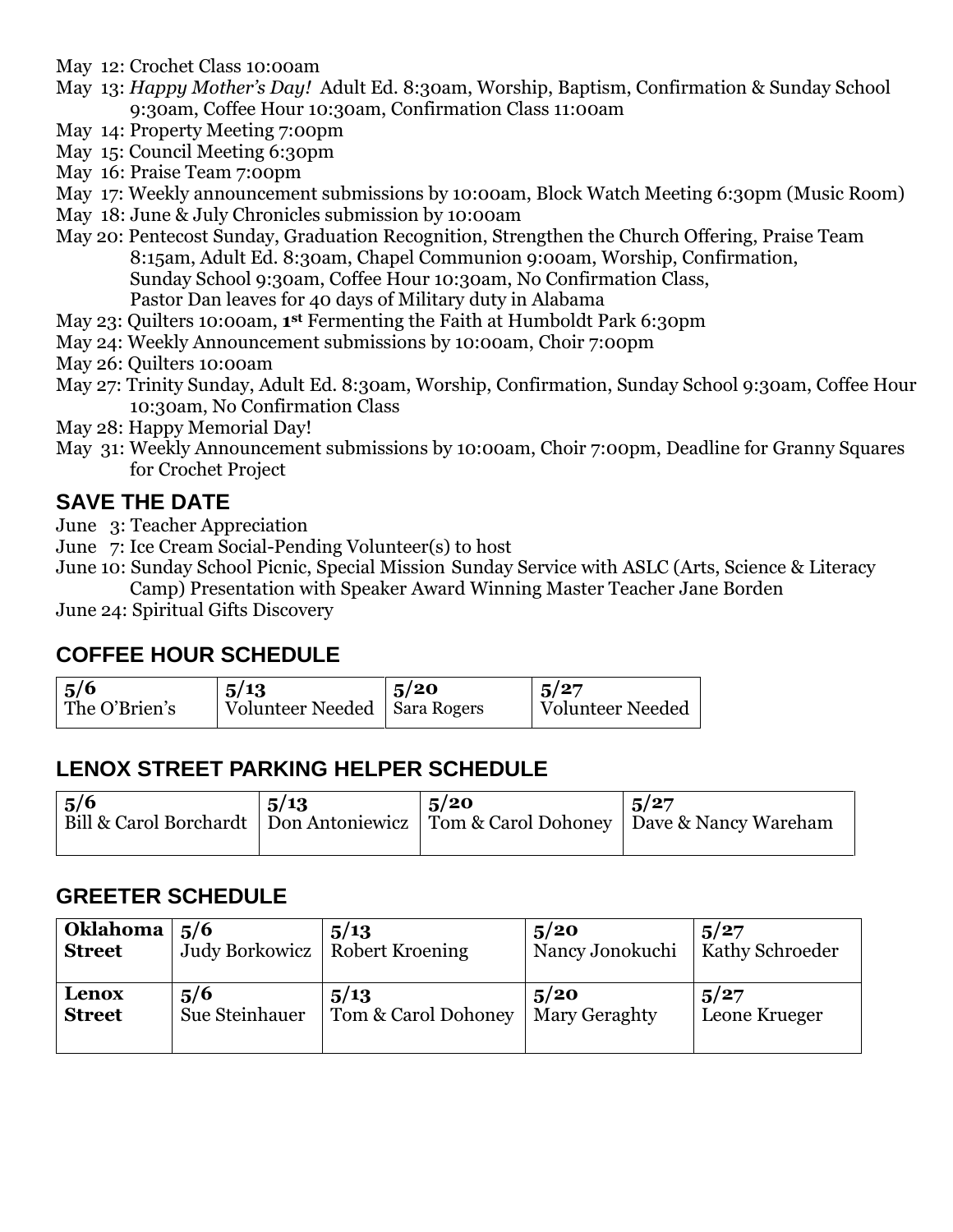May 12: Crochet Class 10:00am

May 13: *Happy Mother's Day!* Adult Ed. 8:30am, Worship, Baptism, Confirmation & Sunday School 9:30am, Coffee Hour 10:30am, Confirmation Class 11:00am

May 14: Property Meeting 7:00pm

May 15: Council Meeting 6:30pm

May 16: Praise Team 7:00pm

May 17: Weekly announcement submissions by 10:00am, Block Watch Meeting 6:30pm (Music Room)

May 18: June & July Chronicles submission by 10:00am

May 20: Pentecost Sunday, Graduation Recognition, Strengthen the Church Offering, Praise Team 8:15am, Adult Ed. 8:30am, Chapel Communion 9:00am, Worship, Confirmation, Sunday School 9:30am, Coffee Hour 10:30am, No Confirmation Class, Pastor Dan leaves for 40 days of Military duty in Alabama

May 23: Quilters 10:00am, **1st** Fermenting the Faith at Humboldt Park 6:30pm

May 24: Weekly Announcement submissions by 10:00am, Choir 7:00pm

May 26: Quilters 10:00am

May 27: Trinity Sunday, Adult Ed. 8:30am, Worship, Confirmation, Sunday School 9:30am, Coffee Hour 10:30am, No Confirmation Class

May 28: Happy Memorial Day!

May 31: Weekly Announcement submissions by 10:00am, Choir 7:00pm, Deadline for Granny Squares for Crochet Project

## SAVE THE DATE

June 3: Teacher Appreciation

June 7: Ice Cream Social-Pending Volunteer(s) to host

June 10: Sunday School Picnic, Special Mission Sunday Service with ASLC (Arts, Science & Literacy Camp) Presentation with Speaker Award Winning Master Teacher Jane Borden

June 24: Spiritual Gifts Discovery

## COFFEE HOUR SCHEDULE

| 5/6 | 5/13 | 5/20 | 5/27 |
|---|---|---|---|
| The O'Brien's | Volunteer Needed | Sara Rogers | Volunteer Needed |

## LENOX STREET PARKING HELPER SCHEDULE

| 5/6 | 5/13 | 5/20 | 5/27 |
|---|---|---|---|
| Bill & Carol Borchardt | Don Antoniewicz | Tom & Carol Dohoney | Dave & Nancy Wareham |

## GREETER SCHEDULE

| | 5/6 | 5/13 | 5/20 | 5/27 |
|---|---|---|---|---|
| **Oklahoma Street** | Judy Borkowicz | Robert Kroening | Nancy Jonokuchi | Kathy Schroeder |
| **Lenox Street** | Sue Steinhauer | Tom & Carol Dohoney | Mary Geraghty | Leone Krueger |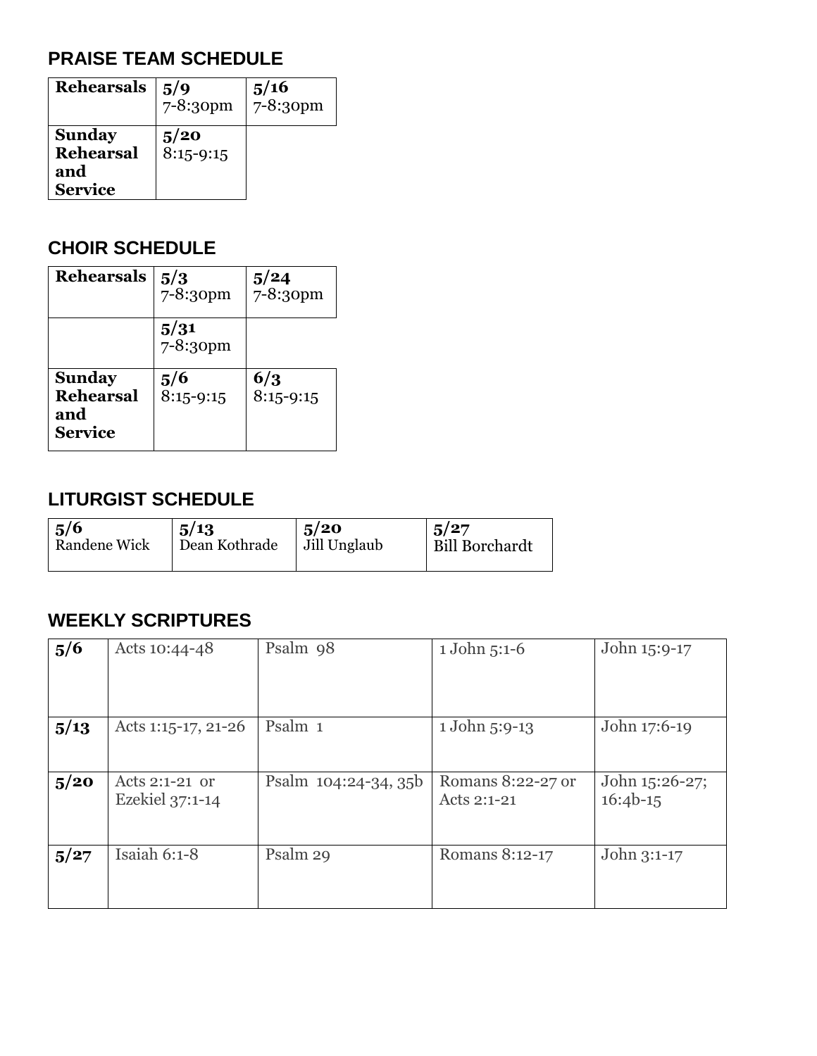## PRAISE TEAM SCHEDULE

| **Rehearsals** | **5/9** 7-8:30pm | **5/16** 7-8:30pm |
|---|---|---|
| **Sunday Rehearsal and Service** | **5/20** 8:15-9:15 | |

## CHOIR SCHEDULE

| **Rehearsals** | **5/3** 7-8:30pm | **5/24** 7-8:30pm |
|---|---|---|
| | **5/31** 7-8:30pm | |
| **Sunday Rehearsal and Service** | **5/6** 8:15-9:15 | **6/3** 8:15-9:15 |

## LITURGIST SCHEDULE

| **5/6** | **5/13** | **5/20** | **5/27** |
|---|---|---|---|
| Randene Wick | Dean Kothrade | Jill Unglaub | Bill Borchardt |

## WEEKLY SCRIPTURES

| | | | | |
|---|---|---|---|---|
| **5/6** | Acts 10:44-48 | Psalm 98 | 1 John 5:1-6 | John 15:9-17 |
| **5/13** | Acts 1:15-17, 21-26 | Psalm 1 | 1 John 5:9-13 | John 17:6-19 |
| **5/20** | Acts 2:1-21 or Ezekiel 37:1-14 | Psalm 104:24-34, 35b | Romans 8:22-27 or Acts 2:1-21 | John 15:26-27; 16:4b-15 |
| **5/27** | Isaiah 6:1-8 | Psalm 29 | Romans 8:12-17 | John 3:1-17 |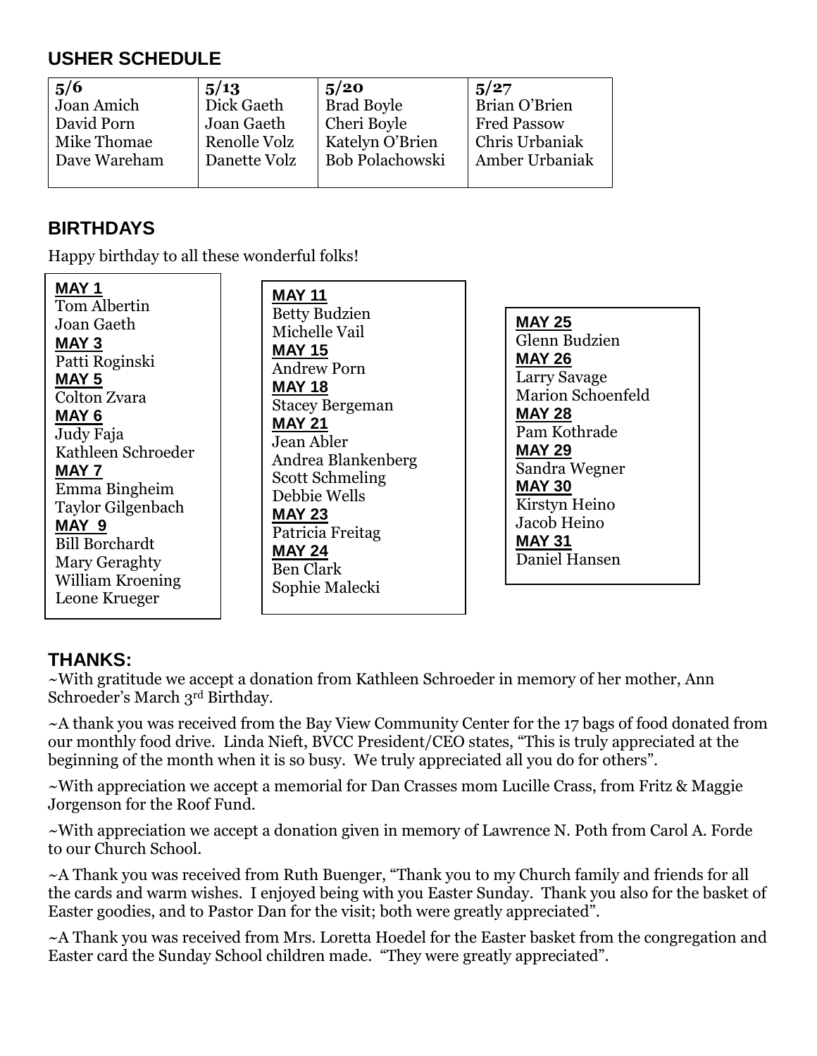## USHER SCHEDULE

| 5/6 | 5/13 | 5/20 | 5/27 |
|---|---|---|---|
| Joan Amich | Dick Gaeth | Brad Boyle | Brian O'Brien |
| David Porn | Joan Gaeth | Cheri Boyle | Fred Passow |
| Mike Thomae | Renolle Volz | Katelyn O'Brien | Chris Urbaniak |
| Dave Wareham | Danette Volz | Bob Polachowski | Amber Urbaniak |

## BIRTHDAYS

Happy birthday to all these wonderful folks!

**MAY 1**
Tom Albertin
Joan Gaeth

**MAY 3**
Patti Roginski

**MAY 5**
Colton Zvara

**MAY 6**
Judy Faja
Kathleen Schroeder

**MAY 7**
Emma Bingheim
Taylor Gilgenbach

**MAY 9**
Bill Borchardt
Mary Geraghty
William Kroening
Leone Krueger

**MAY 11**
Betty Budzien
Michelle Vail

**MAY 15**
Andrew Porn

**MAY 18**
Stacey Bergeman

**MAY 21**
Jean Abler
Andrea Blankenberg
Scott Schmeling
Debbie Wells

**MAY 23**
Patricia Freitag

**MAY 24**
Ben Clark
Sophie Malecki

**MAY 25**
Glenn Budzien

**MAY 26**
Larry Savage
Marion Schoenfeld

**MAY 28**
Pam Kothrade

**MAY 29**
Sandra Wegner

**MAY 30**
Kirstyn Heino
Jacob Heino

**MAY 31**
Daniel Hansen

## THANKS:

~With gratitude we accept a donation from Kathleen Schroeder in memory of her mother, Ann Schroeder's March 3rd Birthday.

~A thank you was received from the Bay View Community Center for the 17 bags of food donated from our monthly food drive. Linda Nieft, BVCC President/CEO states, "This is truly appreciated at the beginning of the month when it is so busy. We truly appreciated all you do for others".

~With appreciation we accept a memorial for Dan Crasses mom Lucille Crass, from Fritz & Maggie Jorgenson for the Roof Fund.

~With appreciation we accept a donation given in memory of Lawrence N. Poth from Carol A. Forde to our Church School.

~A Thank you was received from Ruth Buenger, "Thank you to my Church family and friends for all the cards and warm wishes. I enjoyed being with you Easter Sunday. Thank you also for the basket of Easter goodies, and to Pastor Dan for the visit; both were greatly appreciated".

~A Thank you was received from Mrs. Loretta Hoedel for the Easter basket from the congregation and Easter card the Sunday School children made. "They were greatly appreciated".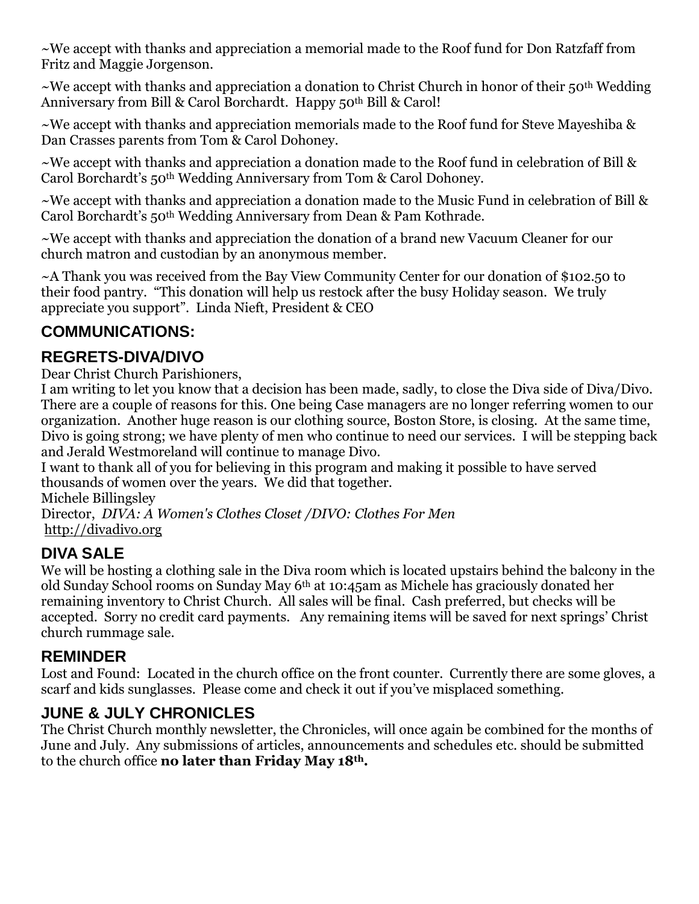~We accept with thanks and appreciation a memorial made to the Roof fund for Don Ratzfaff from Fritz and Maggie Jorgenson.

~We accept with thanks and appreciation a donation to Christ Church in honor of their 50th Wedding Anniversary from Bill & Carol Borchardt. Happy 50th Bill & Carol!

~We accept with thanks and appreciation memorials made to the Roof fund for Steve Mayeshiba & Dan Crasses parents from Tom & Carol Dohoney.

~We accept with thanks and appreciation a donation made to the Roof fund in celebration of Bill & Carol Borchardt's 50th Wedding Anniversary from Tom & Carol Dohoney.

~We accept with thanks and appreciation a donation made to the Music Fund in celebration of Bill & Carol Borchardt's 50th Wedding Anniversary from Dean & Pam Kothrade.

~We accept with thanks and appreciation the donation of a brand new Vacuum Cleaner for our church matron and custodian by an anonymous member.

~A Thank you was received from the Bay View Community Center for our donation of $102.50 to their food pantry. "This donation will help us restock after the busy Holiday season. We truly appreciate you support". Linda Nieft, President & CEO

## COMMUNICATIONS:

## REGRETS-DIVA/DIVO

Dear Christ Church Parishioners,

I am writing to let you know that a decision has been made, sadly, to close the Diva side of Diva/Divo. There are a couple of reasons for this. One being Case managers are no longer referring women to our organization. Another huge reason is our clothing source, Boston Store, is closing. At the same time, Divo is going strong; we have plenty of men who continue to need our services. I will be stepping back and Jerald Westmoreland will continue to manage Divo.

I want to thank all of you for believing in this program and making it possible to have served thousands of women over the years. We did that together.

Michele Billingsley

Director, *DIVA: A Women's Clothes Closet /DIVO: Clothes For Men*

http://divadivo.org

## DIVA SALE

We will be hosting a clothing sale in the Diva room which is located upstairs behind the balcony in the old Sunday School rooms on Sunday May 6th at 10:45am as Michele has graciously donated her remaining inventory to Christ Church. All sales will be final. Cash preferred, but checks will be accepted. Sorry no credit card payments. Any remaining items will be saved for next springs' Christ church rummage sale.

## REMINDER

Lost and Found: Located in the church office on the front counter. Currently there are some gloves, a scarf and kids sunglasses. Please come and check it out if you've misplaced something.

## JUNE & JULY CHRONICLES

The Christ Church monthly newsletter, the Chronicles, will once again be combined for the months of June and July. Any submissions of articles, announcements and schedules etc. should be submitted to the church office **no later than Friday May 18th.**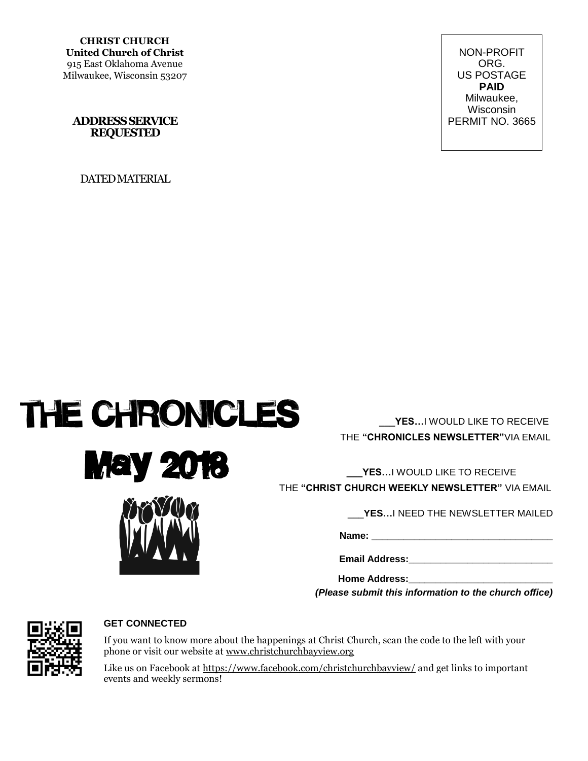**CHRIST CHURCH**
**United Church of Christ**
915 East Oklahoma Avenue
Milwaukee, Wisconsin 53207

NON-PROFIT ORG.
US POSTAGE
**PAID**
Milwaukee, Wisconsin
PERMIT NO. 3665

**ADDRESS SERVICE REQUESTED**

DATED MATERIAL

# THE CHRONICLES

# May 2018

___**YES…**I WOULD LIKE TO RECEIVE THE **"CHRONICLES NEWSLETTER"**VIA EMAIL

___**YES…**I WOULD LIKE TO RECEIVE THE **"CHRIST CHURCH WEEKLY NEWSLETTER"** VIA EMAIL

___**YES…**I NEED THE NEWSLETTER MAILED

**Name:** ________________________________

**Email Address:**__________________________

**Home Address:**__________________________

***(Please submit this information to the church office)***

**GET CONNECTED**

If you want to know more about the happenings at Christ Church, scan the code to the left with your phone or visit our website at www.christchurchbayview.org

Like us on Facebook at https://www.facebook.com/christchurchbayview/ and get links to important events and weekly sermons!